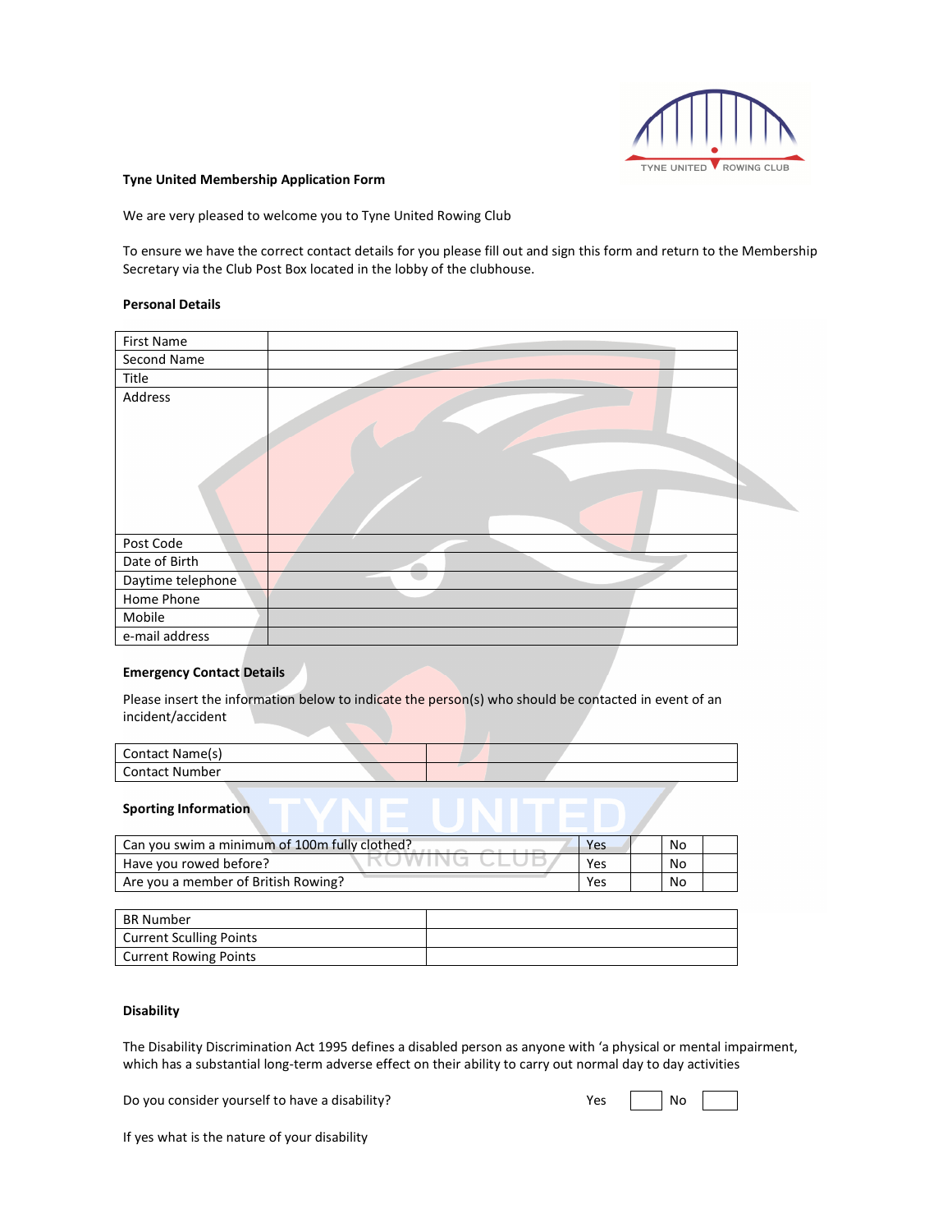**Tyne United Membership Application Form**

We are very pleased to welcome you to Tyne United Rowing Club

To ensure we have the correct contact details for you please fill out and sign this form and return to the Membership Secretary via the Club Post Box located in the lobby of the clubhouse.

**Personal Details**

| | |
|---|---|
| First Name | |
| Second Name | |
| Title | |
| Address | |
| Post Code | |
| Date of Birth | |
| Daytime telephone | |
| Home Phone | |
| Mobile | |
| e-mail address | |

**Emergency Contact Details**

Please insert the information below to indicate the person(s) who should be contacted in event of an incident/accident

| | |
|---|---|
| Contact Name(s) | |
| Contact Number | |

**Sporting Information**

| | | | | |
|---|---|---|---|---|
| Can you swim a minimum of 100m fully clothed? | Yes | | No | |
| Have you rowed before? | Yes | | No | |
| Are you a member of British Rowing? | Yes | | No | |

| | |
|---|---|
| BR Number | |
| Current Sculling Points | |
| Current Rowing Points | |

**Disability**

The Disability Discrimination Act 1995 defines a disabled person as anyone with 'a physical or mental impairment, which has a substantial long-term adverse effect on their ability to carry out normal day to day activities

Do you consider yourself to have a disability? Yes ☐ No ☐

If yes what is the nature of your disability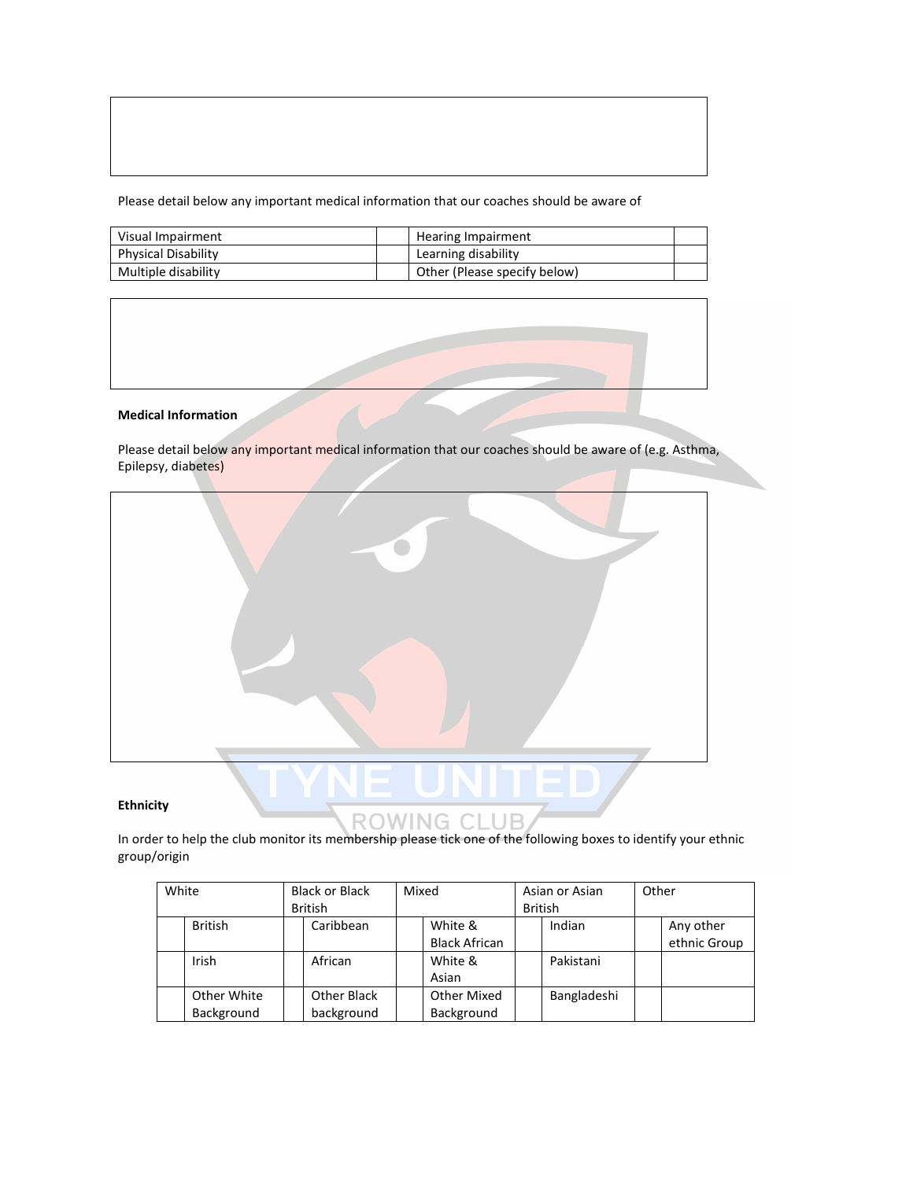Please detail below any important medical information that our coaches should be aware of

| Visual Impairment | | Hearing Impairment | |
|---|---|---|---|
| Physical Disability | | Learning disability | |
| Multiple disability | | Other (Please specify below) | |

**Medical Information**

Please detail below any important medical information that our coaches should be aware of (e.g. Asthma, Epilepsy, diabetes)

**Ethnicity**

In order to help the club monitor its membership please tick one of the following boxes to identify your ethnic group/origin

| White | | Black or Black British | | Mixed | | Asian or Asian British | | Other | |
|---|---|---|---|---|---|---|---|---|---|
| | British | | Caribbean | | White & Black African | | Indian | | Any other ethnic Group |
| | Irish | | African | | White & Asian | | Pakistani | | |
| | Other White Background | | Other Black background | | Other Mixed Background | | Bangladeshi | | |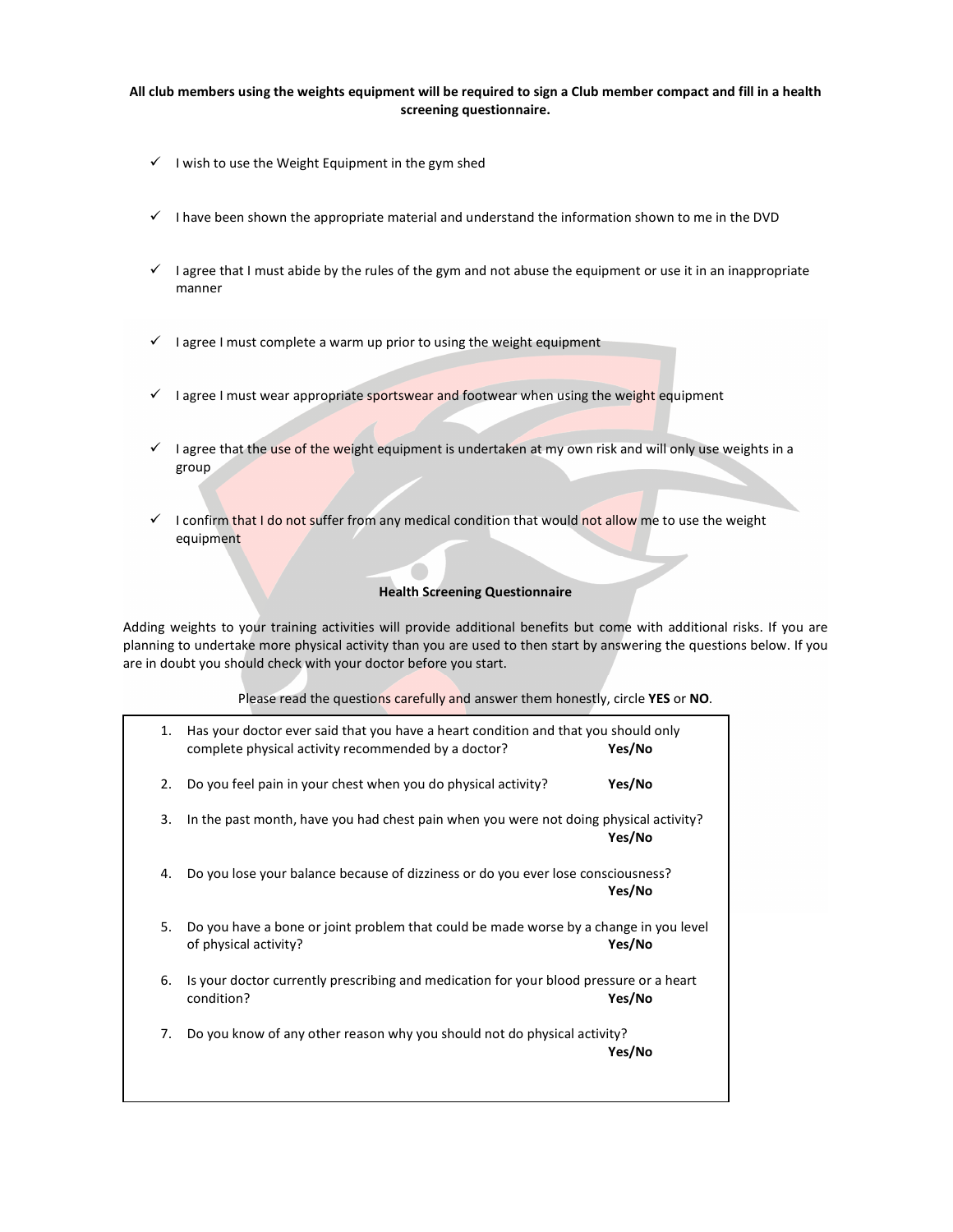**All club members using the weights equipment will be required to sign a Club member compact and fill in a health screening questionnaire.**

- ✓ I wish to use the Weight Equipment in the gym shed
- ✓ I have been shown the appropriate material and understand the information shown to me in the DVD
- ✓ I agree that I must abide by the rules of the gym and not abuse the equipment or use it in an inappropriate manner
- ✓ I agree I must complete a warm up prior to using the weight equipment
- ✓ I agree I must wear appropriate sportswear and footwear when using the weight equipment
- ✓ I agree that the use of the weight equipment is undertaken at my own risk and will only use weights in a group
- ✓ I confirm that I do not suffer from any medical condition that would not allow me to use the weight equipment

**Health Screening Questionnaire**

Adding weights to your training activities will provide additional benefits but come with additional risks. If you are planning to undertake more physical activity than you are used to then start by answering the questions below. If you are in doubt you should check with your doctor before you start.

Please read the questions carefully and answer them honestly, circle **YES** or **NO**.

1. Has your doctor ever said that you have a heart condition and that you should only complete physical activity recommended by a doctor? **Yes/No**
2. Do you feel pain in your chest when you do physical activity? **Yes/No**
3. In the past month, have you had chest pain when you were not doing physical activity? **Yes/No**
4. Do you lose your balance because of dizziness or do you ever lose consciousness? **Yes/No**
5. Do you have a bone or joint problem that could be made worse by a change in you level of physical activity? **Yes/No**
6. Is your doctor currently prescribing and medication for your blood pressure or a heart condition? **Yes/No**
7. Do you know of any other reason why you should not do physical activity? **Yes/No**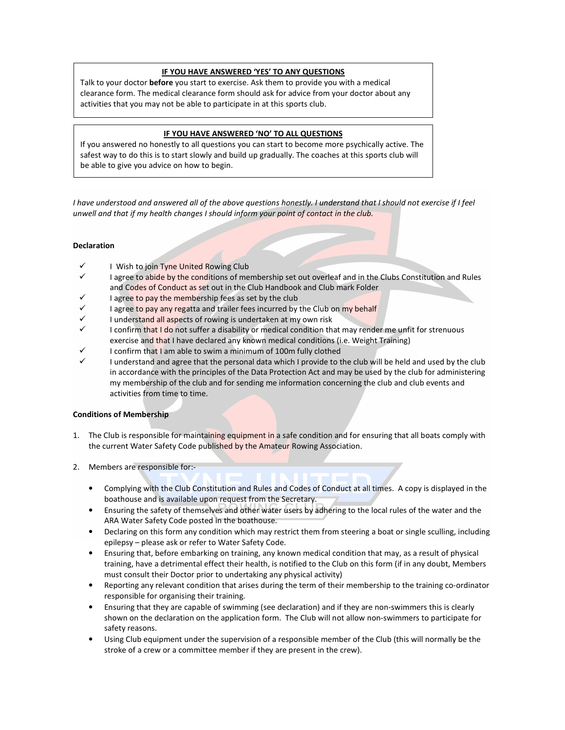**IF YOU HAVE ANSWERED 'YES' TO ANY QUESTIONS**

Talk to your doctor **before** you start to exercise. Ask them to provide you with a medical clearance form. The medical clearance form should ask for advice from your doctor about any activities that you may not be able to participate in at this sports club.

**IF YOU HAVE ANSWERED 'NO' TO ALL QUESTIONS**

If you answered no honestly to all questions you can start to become more psychically active. The safest way to do this is to start slowly and build up gradually. The coaches at this sports club will be able to give you advice on how to begin.

*I have understood and answered all of the above questions honestly. I understand that I should not exercise if I feel unwell and that if my health changes I should inform your point of contact in the club.*

**Declaration**

- ✓ I Wish to join Tyne United Rowing Club
- ✓ I agree to abide by the conditions of membership set out overleaf and in the Clubs Constitution and Rules and Codes of Conduct as set out in the Club Handbook and Club mark Folder
- ✓ I agree to pay the membership fees as set by the club
- ✓ I agree to pay any regatta and trailer fees incurred by the Club on my behalf
- ✓ I understand all aspects of rowing is undertaken at my own risk
- ✓ I confirm that I do not suffer a disability or medical condition that may render me unfit for strenuous exercise and that I have declared any known medical conditions (i.e. Weight Training)
- ✓ I confirm that I am able to swim a minimum of 100m fully clothed
- ✓ I understand and agree that the personal data which I provide to the club will be held and used by the club in accordance with the principles of the Data Protection Act and may be used by the club for administering my membership of the club and for sending me information concerning the club and club events and activities from time to time.

**Conditions of Membership**

1. The Club is responsible for maintaining equipment in a safe condition and for ensuring that all boats comply with the current Water Safety Code published by the Amateur Rowing Association.

2. Members are responsible for:-
   - Complying with the Club Constitution and Rules and Codes of Conduct at all times. A copy is displayed in the boathouse and is available upon request from the Secretary.
   - Ensuring the safety of themselves and other water users by adhering to the local rules of the water and the ARA Water Safety Code posted in the boathouse.
   - Declaring on this form any condition which may restrict them from steering a boat or single sculling, including epilepsy – please ask or refer to Water Safety Code.
   - Ensuring that, before embarking on training, any known medical condition that may, as a result of physical training, have a detrimental effect their health, is notified to the Club on this form (if in any doubt, Members must consult their Doctor prior to undertaking any physical activity)
   - Reporting any relevant condition that arises during the term of their membership to the training co-ordinator responsible for organising their training.
   - Ensuring that they are capable of swimming (see declaration) and if they are non-swimmers this is clearly shown on the declaration on the application form. The Club will not allow non-swimmers to participate for safety reasons.
   - Using Club equipment under the supervision of a responsible member of the Club (this will normally be the stroke of a crew or a committee member if they are present in the crew).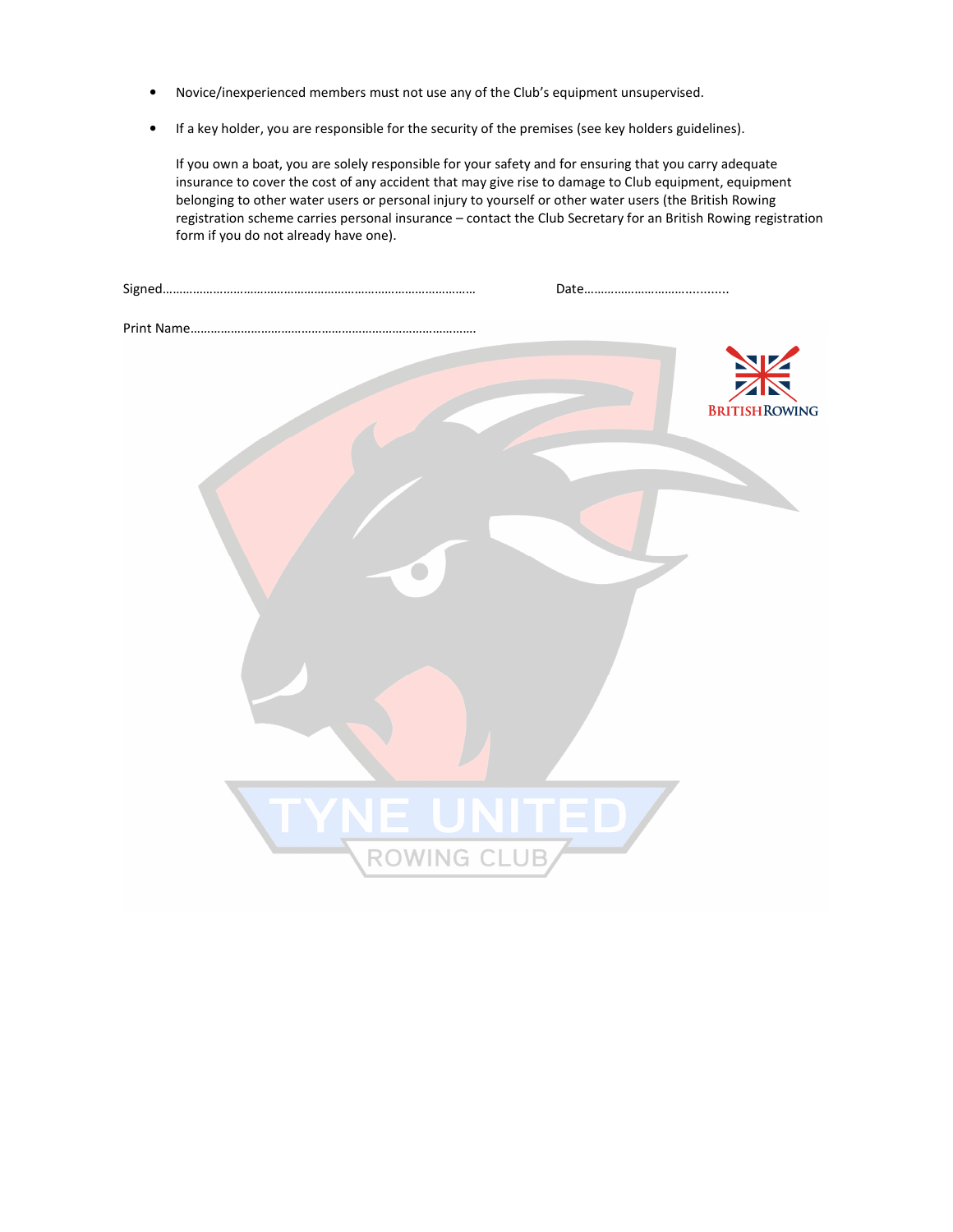- Novice/inexperienced members must not use any of the Club's equipment unsupervised.
- If a key holder, you are responsible for the security of the premises (see key holders guidelines).

  If you own a boat, you are solely responsible for your safety and for ensuring that you carry adequate insurance to cover the cost of any accident that may give rise to damage to Club equipment, equipment belonging to other water users or personal injury to yourself or other water users (the British Rowing registration scheme carries personal insurance – contact the Club Secretary for an British Rowing registration form if you do not already have one).

Signed……………………………………………………………………………… Date…………………………..........

Print Name…………………………………………………………………………